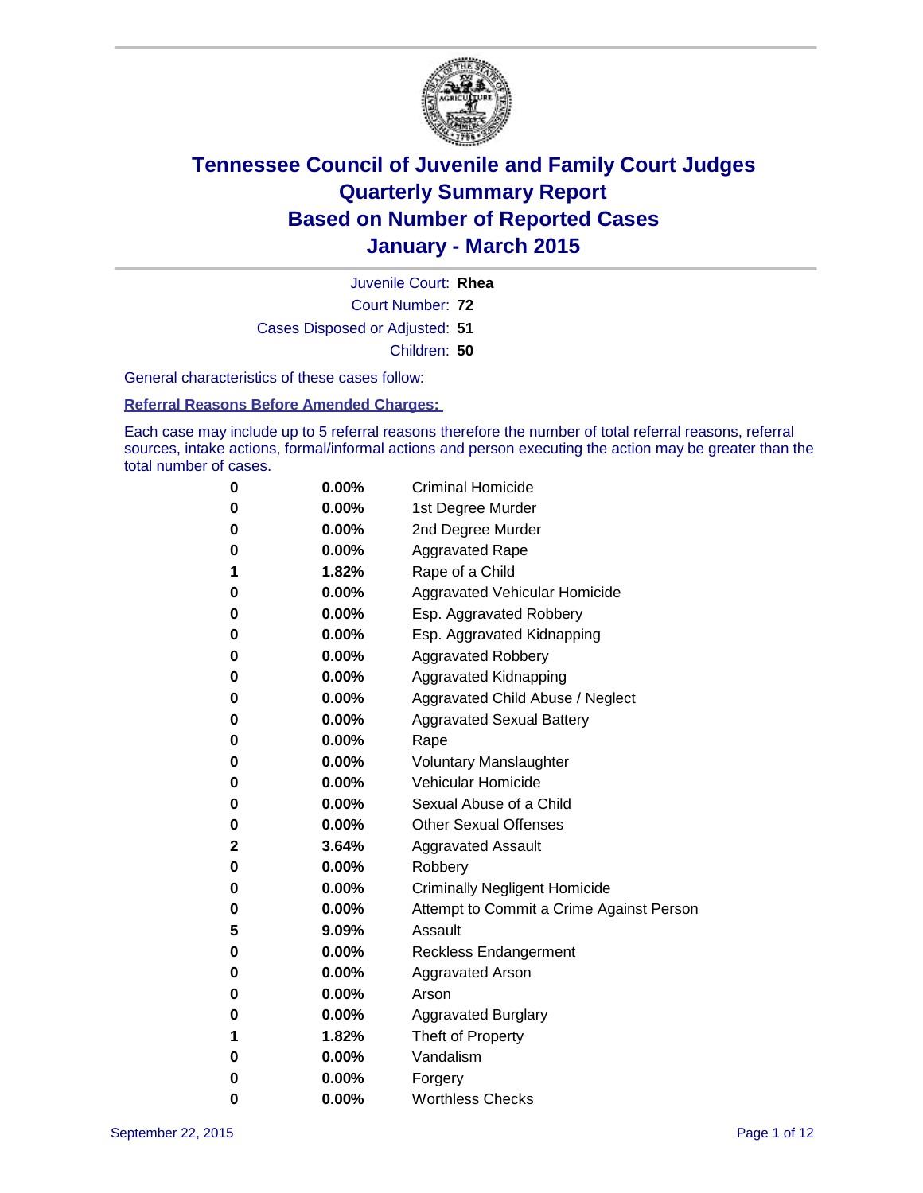# Tennessee Council of Juvenile and Family Court Judges
# Quarterly Summary Report
# Based on Number of Reported Cases
# January - March 2015

Juvenile Court: **Rhea**

Court Number: **72**

Cases Disposed or Adjusted: **51**

Children: **50**

General characteristics of these cases follow:

**Referral Reasons Before Amended Charges:**

Each case may include up to 5 referral reasons therefore the number of total referral reasons, referral sources, intake actions, formal/informal actions and person executing the action may be greater than the total number of cases.

| Count | Percent | Referral Reason |
|---|---|---|
| 0 | 0.00% | Criminal Homicide |
| 0 | 0.00% | 1st Degree Murder |
| 0 | 0.00% | 2nd Degree Murder |
| 0 | 0.00% | Aggravated Rape |
| 1 | 1.82% | Rape of a Child |
| 0 | 0.00% | Aggravated Vehicular Homicide |
| 0 | 0.00% | Esp. Aggravated Robbery |
| 0 | 0.00% | Esp. Aggravated Kidnapping |
| 0 | 0.00% | Aggravated Robbery |
| 0 | 0.00% | Aggravated Kidnapping |
| 0 | 0.00% | Aggravated Child Abuse / Neglect |
| 0 | 0.00% | Aggravated Sexual Battery |
| 0 | 0.00% | Rape |
| 0 | 0.00% | Voluntary Manslaughter |
| 0 | 0.00% | Vehicular Homicide |
| 0 | 0.00% | Sexual Abuse of a Child |
| 0 | 0.00% | Other Sexual Offenses |
| 2 | 3.64% | Aggravated Assault |
| 0 | 0.00% | Robbery |
| 0 | 0.00% | Criminally Negligent Homicide |
| 0 | 0.00% | Attempt to Commit a Crime Against Person |
| 5 | 9.09% | Assault |
| 0 | 0.00% | Reckless Endangerment |
| 0 | 0.00% | Aggravated Arson |
| 0 | 0.00% | Arson |
| 0 | 0.00% | Aggravated Burglary |
| 1 | 1.82% | Theft of Property |
| 0 | 0.00% | Vandalism |
| 0 | 0.00% | Forgery |
| 0 | 0.00% | Worthless Checks |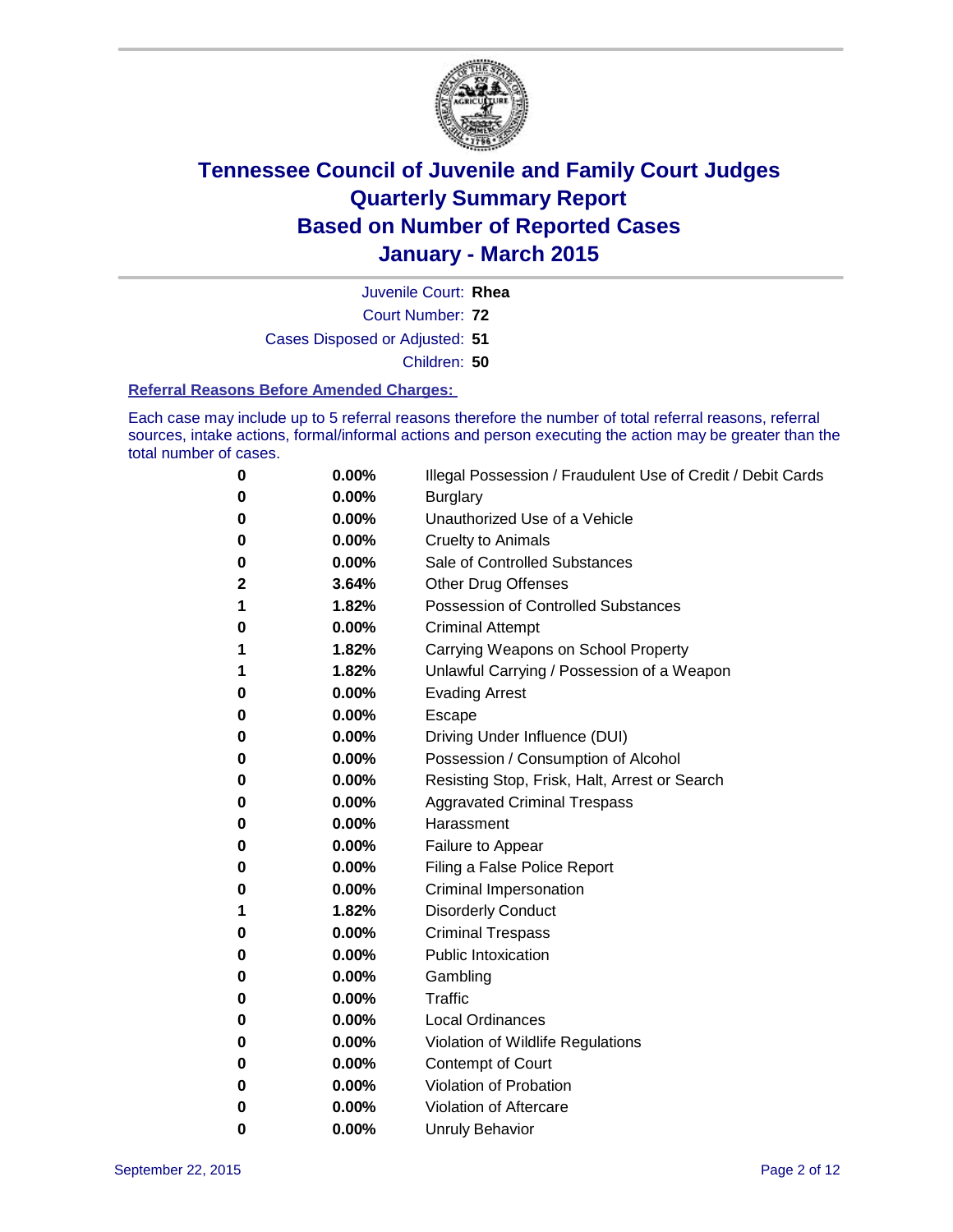# Tennessee Council of Juvenile and Family Court Judges
## Quarterly Summary Report
## Based on Number of Reported Cases
## January - March 2015

Juvenile Court: **Rhea**

Court Number: **72**

Cases Disposed or Adjusted: **51**

Children: **50**

### Referral Reasons Before Amended Charges:

Each case may include up to 5 referral reasons therefore the number of total referral reasons, referral sources, intake actions, formal/informal actions and person executing the action may be greater than the total number of cases.

| Count | Percent | Referral Reason |
|---|---|---|
| 0 | 0.00% | Illegal Possession / Fraudulent Use of Credit / Debit Cards |
| 0 | 0.00% | Burglary |
| 0 | 0.00% | Unauthorized Use of a Vehicle |
| 0 | 0.00% | Cruelty to Animals |
| 0 | 0.00% | Sale of Controlled Substances |
| 2 | 3.64% | Other Drug Offenses |
| 1 | 1.82% | Possession of Controlled Substances |
| 0 | 0.00% | Criminal Attempt |
| 1 | 1.82% | Carrying Weapons on School Property |
| 1 | 1.82% | Unlawful Carrying / Possession of a Weapon |
| 0 | 0.00% | Evading Arrest |
| 0 | 0.00% | Escape |
| 0 | 0.00% | Driving Under Influence (DUI) |
| 0 | 0.00% | Possession / Consumption of Alcohol |
| 0 | 0.00% | Resisting Stop, Frisk, Halt, Arrest or Search |
| 0 | 0.00% | Aggravated Criminal Trespass |
| 0 | 0.00% | Harassment |
| 0 | 0.00% | Failure to Appear |
| 0 | 0.00% | Filing a False Police Report |
| 0 | 0.00% | Criminal Impersonation |
| 1 | 1.82% | Disorderly Conduct |
| 0 | 0.00% | Criminal Trespass |
| 0 | 0.00% | Public Intoxication |
| 0 | 0.00% | Gambling |
| 0 | 0.00% | Traffic |
| 0 | 0.00% | Local Ordinances |
| 0 | 0.00% | Violation of Wildlife Regulations |
| 0 | 0.00% | Contempt of Court |
| 0 | 0.00% | Violation of Probation |
| 0 | 0.00% | Violation of Aftercare |
| 0 | 0.00% | Unruly Behavior |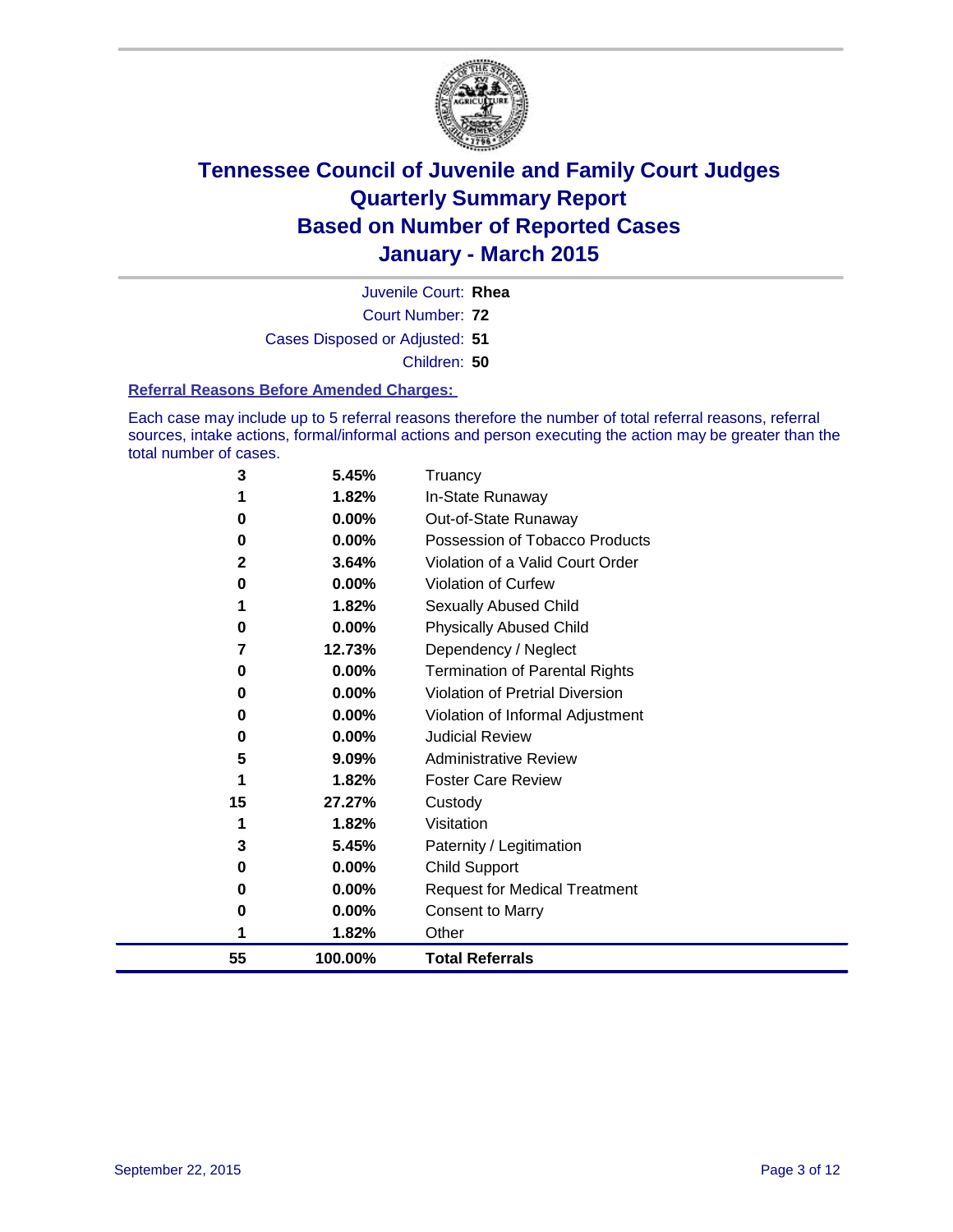# Tennessee Council of Juvenile and Family Court Judges
## Quarterly Summary Report
## Based on Number of Reported Cases
## January - March 2015

Juvenile Court: **Rhea**

Court Number: **72**

Cases Disposed or Adjusted: **51**

Children: **50**

### Referral Reasons Before Amended Charges:

Each case may include up to 5 referral reasons therefore the number of total referral reasons, referral sources, intake actions, formal/informal actions and person executing the action may be greater than the total number of cases.

| Count | Percent | Referral Reason |
|---|---|---|
| 3 | 5.45% | Truancy |
| 1 | 1.82% | In-State Runaway |
| 0 | 0.00% | Out-of-State Runaway |
| 0 | 0.00% | Possession of Tobacco Products |
| 2 | 3.64% | Violation of a Valid Court Order |
| 0 | 0.00% | Violation of Curfew |
| 1 | 1.82% | Sexually Abused Child |
| 0 | 0.00% | Physically Abused Child |
| 7 | 12.73% | Dependency / Neglect |
| 0 | 0.00% | Termination of Parental Rights |
| 0 | 0.00% | Violation of Pretrial Diversion |
| 0 | 0.00% | Violation of Informal Adjustment |
| 0 | 0.00% | Judicial Review |
| 5 | 9.09% | Administrative Review |
| 1 | 1.82% | Foster Care Review |
| 15 | 27.27% | Custody |
| 1 | 1.82% | Visitation |
| 3 | 5.45% | Paternity / Legitimation |
| 0 | 0.00% | Child Support |
| 0 | 0.00% | Request for Medical Treatment |
| 0 | 0.00% | Consent to Marry |
| 1 | 1.82% | Other |
| **55** | **100.00%** | **Total Referrals** |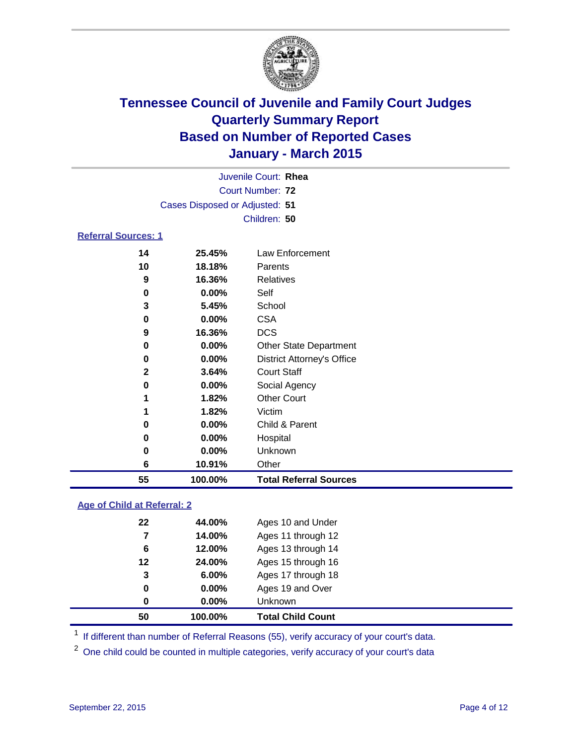# Tennessee Council of Juvenile and Family Court Judges
# Quarterly Summary Report
# Based on Number of Reported Cases
# January - March 2015

Juvenile Court: **Rhea**
Court Number: **72**
Cases Disposed or Adjusted: **51**
Children: **50**

## Referral Sources: 1

| | | |
|---|---|---|
| **14** | **25.45%** | Law Enforcement |
| **10** | **18.18%** | Parents |
| **9** | **16.36%** | Relatives |
| **0** | **0.00%** | Self |
| **3** | **5.45%** | School |
| **0** | **0.00%** | CSA |
| **9** | **16.36%** | DCS |
| **0** | **0.00%** | Other State Department |
| **0** | **0.00%** | District Attorney's Office |
| **2** | **3.64%** | Court Staff |
| **0** | **0.00%** | Social Agency |
| **1** | **1.82%** | Other Court |
| **1** | **1.82%** | Victim |
| **0** | **0.00%** | Child & Parent |
| **0** | **0.00%** | Hospital |
| **0** | **0.00%** | Unknown |
| **6** | **10.91%** | Other |
| **55** | **100.00%** | **Total Referral Sources** |

## Age of Child at Referral: 2

| | | |
|---|---|---|
| **22** | **44.00%** | Ages 10 and Under |
| **7** | **14.00%** | Ages 11 through 12 |
| **6** | **12.00%** | Ages 13 through 14 |
| **12** | **24.00%** | Ages 15 through 16 |
| **3** | **6.00%** | Ages 17 through 18 |
| **0** | **0.00%** | Ages 19 and Over |
| **0** | **0.00%** | Unknown |
| **50** | **100.00%** | **Total Child Count** |

[1] If different than number of Referral Reasons (55), verify accuracy of your court's data.

[2] One child could be counted in multiple categories, verify accuracy of your court's data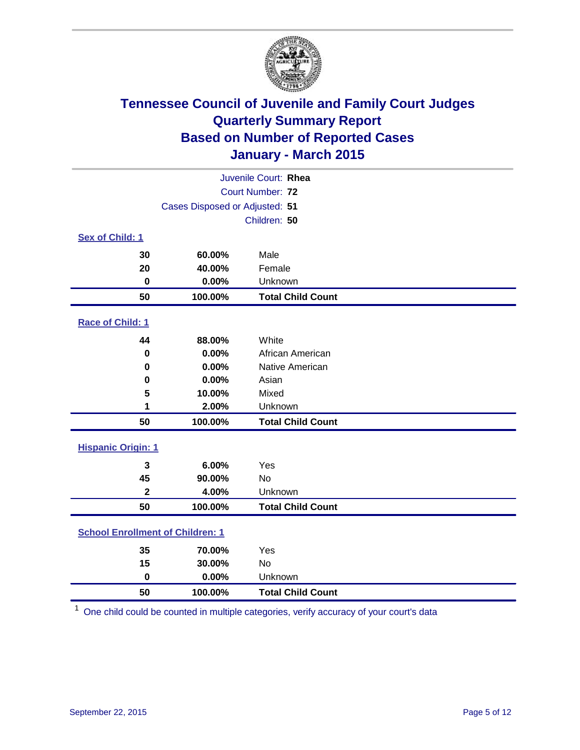# Tennessee Council of Juvenile and Family Court Judges
## Quarterly Summary Report
## Based on Number of Reported Cases
## January - March 2015

Juvenile Court: **Rhea**

Court Number: **72**

Cases Disposed or Adjusted: **51**

Children: **50**

### Sex of Child: 1

| Count | Percent | Category |
|---|---|---|
| 30 | 60.00% | Male |
| 20 | 40.00% | Female |
| 0 | 0.00% | Unknown |
| **50** | **100.00%** | **Total Child Count** |

### Race of Child: 1

| Count | Percent | Category |
|---|---|---|
| 44 | 88.00% | White |
| 0 | 0.00% | African American |
| 0 | 0.00% | Native American |
| 0 | 0.00% | Asian |
| 5 | 10.00% | Mixed |
| 1 | 2.00% | Unknown |
| **50** | **100.00%** | **Total Child Count** |

### Hispanic Origin: 1

| Count | Percent | Category |
|---|---|---|
| 3 | 6.00% | Yes |
| 45 | 90.00% | No |
| 2 | 4.00% | Unknown |
| **50** | **100.00%** | **Total Child Count** |

### School Enrollment of Children: 1

| Count | Percent | Category |
|---|---|---|
| 35 | 70.00% | Yes |
| 15 | 30.00% | No |
| 0 | 0.00% | Unknown |
| **50** | **100.00%** | **Total Child Count** |

[1] One child could be counted in multiple categories, verify accuracy of your court's data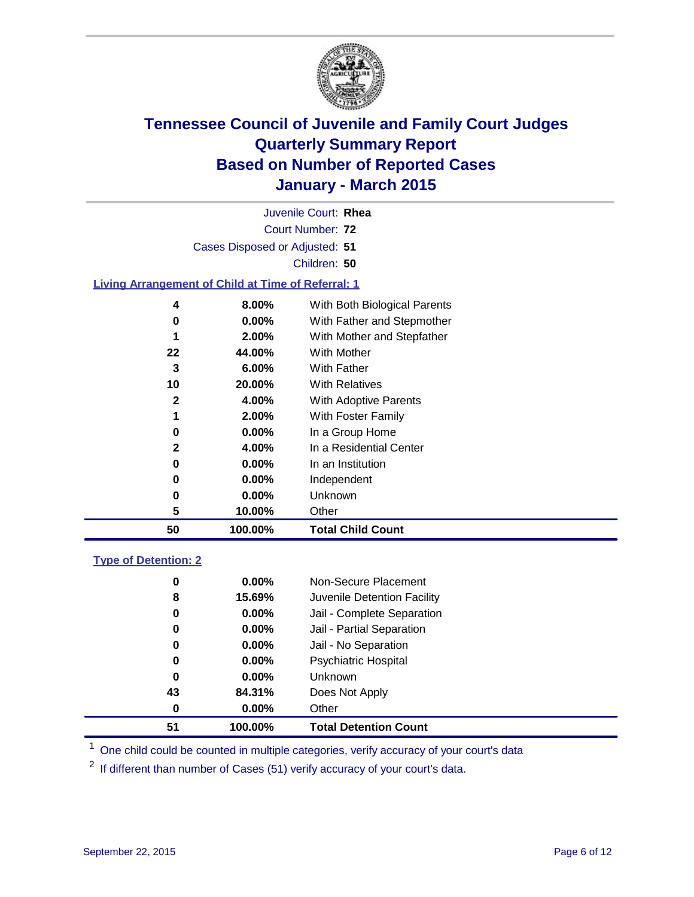# Tennessee Council of Juvenile and Family Court Judges
# Quarterly Summary Report
# Based on Number of Reported Cases
# January - March 2015

Juvenile Court: **Rhea**

Court Number: **72**

Cases Disposed or Adjusted: **51**

Children: **50**

## Living Arrangement of Child at Time of Referral: 1

| Count | Percent | Living Arrangement |
|---|---|---|
| 4 | 8.00% | With Both Biological Parents |
| 0 | 0.00% | With Father and Stepmother |
| 1 | 2.00% | With Mother and Stepfather |
| 22 | 44.00% | With Mother |
| 3 | 6.00% | With Father |
| 10 | 20.00% | With Relatives |
| 2 | 4.00% | With Adoptive Parents |
| 1 | 2.00% | With Foster Family |
| 0 | 0.00% | In a Group Home |
| 2 | 4.00% | In a Residential Center |
| 0 | 0.00% | In an Institution |
| 0 | 0.00% | Independent |
| 0 | 0.00% | Unknown |
| 5 | 10.00% | Other |
| **50** | **100.00%** | **Total Child Count** |

## Type of Detention: 2

| Count | Percent | Type of Detention |
|---|---|---|
| 0 | 0.00% | Non-Secure Placement |
| 8 | 15.69% | Juvenile Detention Facility |
| 0 | 0.00% | Jail - Complete Separation |
| 0 | 0.00% | Jail - Partial Separation |
| 0 | 0.00% | Jail - No Separation |
| 0 | 0.00% | Psychiatric Hospital |
| 0 | 0.00% | Unknown |
| 43 | 84.31% | Does Not Apply |
| 0 | 0.00% | Other |
| **51** | **100.00%** | **Total Detention Count** |

[1] One child could be counted in multiple categories, verify accuracy of your court's data

[2] If different than number of Cases (51) verify accuracy of your court's data.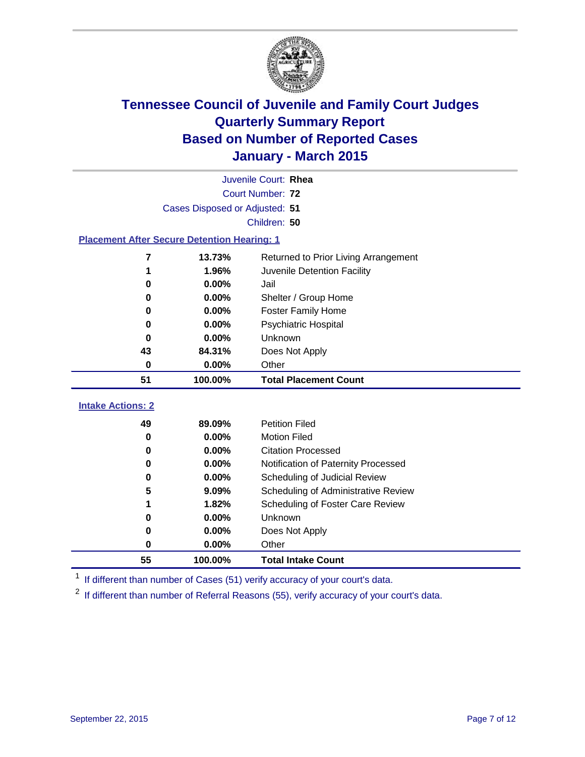# Tennessee Council of Juvenile and Family Court Judges
## Quarterly Summary Report
## Based on Number of Reported Cases
## January - March 2015

Juvenile Court: **Rhea**
Court Number: **72**
Cases Disposed or Adjusted: **51**
Children: **50**

### Placement After Secure Detention Hearing: 1

| Count | Percent | Placement |
|---|---|---|
| 7 | 13.73% | Returned to Prior Living Arrangement |
| 1 | 1.96% | Juvenile Detention Facility |
| 0 | 0.00% | Jail |
| 0 | 0.00% | Shelter / Group Home |
| 0 | 0.00% | Foster Family Home |
| 0 | 0.00% | Psychiatric Hospital |
| 0 | 0.00% | Unknown |
| 43 | 84.31% | Does Not Apply |
| 0 | 0.00% | Other |
| **51** | **100.00%** | **Total Placement Count** |

### Intake Actions: 2

| Count | Percent | Intake Action |
|---|---|---|
| 49 | 89.09% | Petition Filed |
| 0 | 0.00% | Motion Filed |
| 0 | 0.00% | Citation Processed |
| 0 | 0.00% | Notification of Paternity Processed |
| 0 | 0.00% | Scheduling of Judicial Review |
| 5 | 9.09% | Scheduling of Administrative Review |
| 1 | 1.82% | Scheduling of Foster Care Review |
| 0 | 0.00% | Unknown |
| 0 | 0.00% | Does Not Apply |
| 0 | 0.00% | Other |
| **55** | **100.00%** | **Total Intake Count** |

[1] If different than number of Cases (51) verify accuracy of your court's data.

[2] If different than number of Referral Reasons (55), verify accuracy of your court's data.

September 22, 2015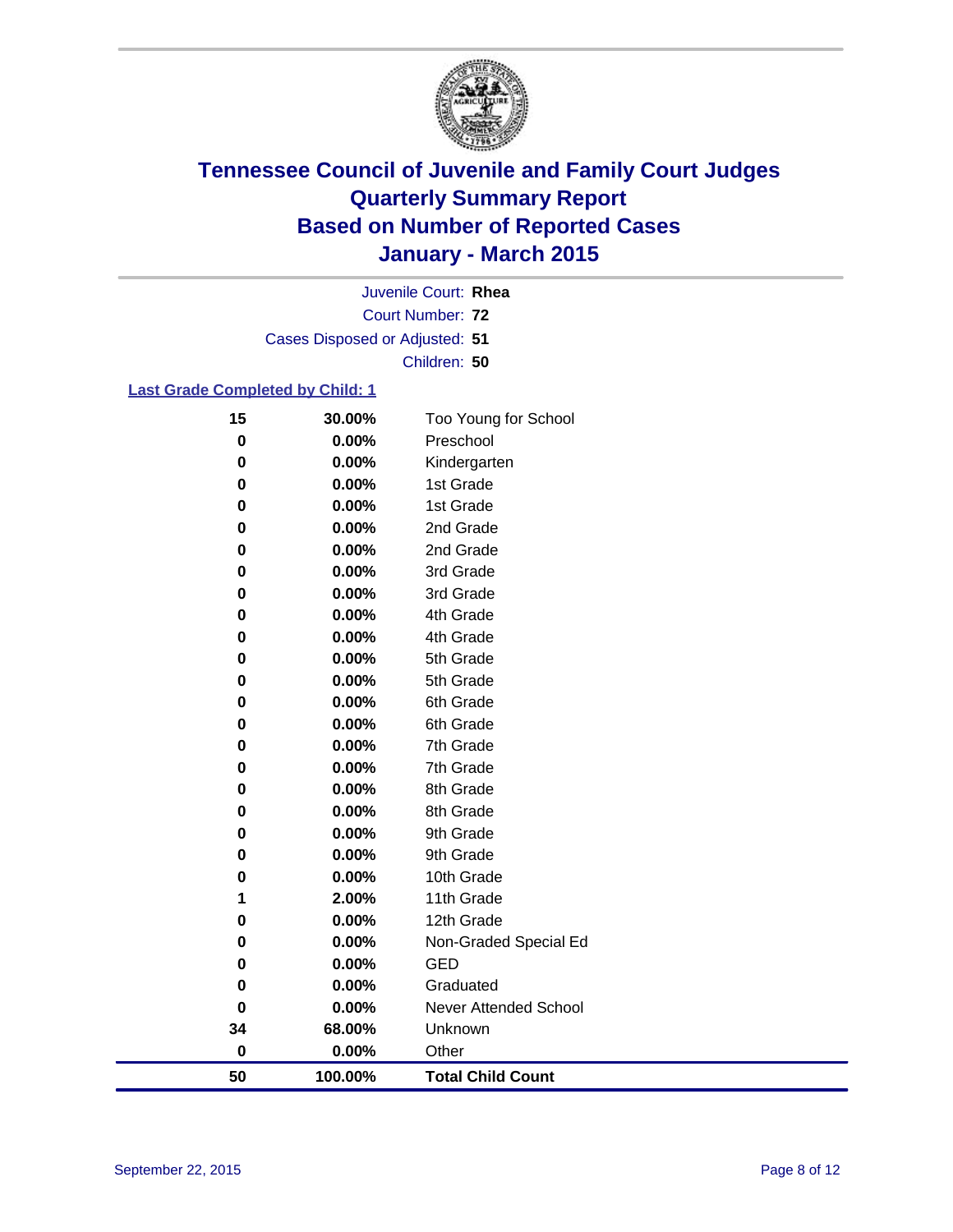# Tennessee Council of Juvenile and Family Court Judges
## Quarterly Summary Report
## Based on Number of Reported Cases
## January - March 2015

Juvenile Court: **Rhea**
Court Number: **72**
Cases Disposed or Adjusted: **51**
Children: **50**

### Last Grade Completed by Child: 1

| | | |
|---|---|---|
| **15** | **30.00%** | Too Young for School |
| **0** | **0.00%** | Preschool |
| **0** | **0.00%** | Kindergarten |
| **0** | **0.00%** | 1st Grade |
| **0** | **0.00%** | 1st Grade |
| **0** | **0.00%** | 2nd Grade |
| **0** | **0.00%** | 2nd Grade |
| **0** | **0.00%** | 3rd Grade |
| **0** | **0.00%** | 3rd Grade |
| **0** | **0.00%** | 4th Grade |
| **0** | **0.00%** | 4th Grade |
| **0** | **0.00%** | 5th Grade |
| **0** | **0.00%** | 5th Grade |
| **0** | **0.00%** | 6th Grade |
| **0** | **0.00%** | 6th Grade |
| **0** | **0.00%** | 7th Grade |
| **0** | **0.00%** | 7th Grade |
| **0** | **0.00%** | 8th Grade |
| **0** | **0.00%** | 8th Grade |
| **0** | **0.00%** | 9th Grade |
| **0** | **0.00%** | 9th Grade |
| **0** | **0.00%** | 10th Grade |
| **1** | **2.00%** | 11th Grade |
| **0** | **0.00%** | 12th Grade |
| **0** | **0.00%** | Non-Graded Special Ed |
| **0** | **0.00%** | GED |
| **0** | **0.00%** | Graduated |
| **0** | **0.00%** | Never Attended School |
| **34** | **68.00%** | Unknown |
| **0** | **0.00%** | Other |
| **50** | **100.00%** | **Total Child Count** |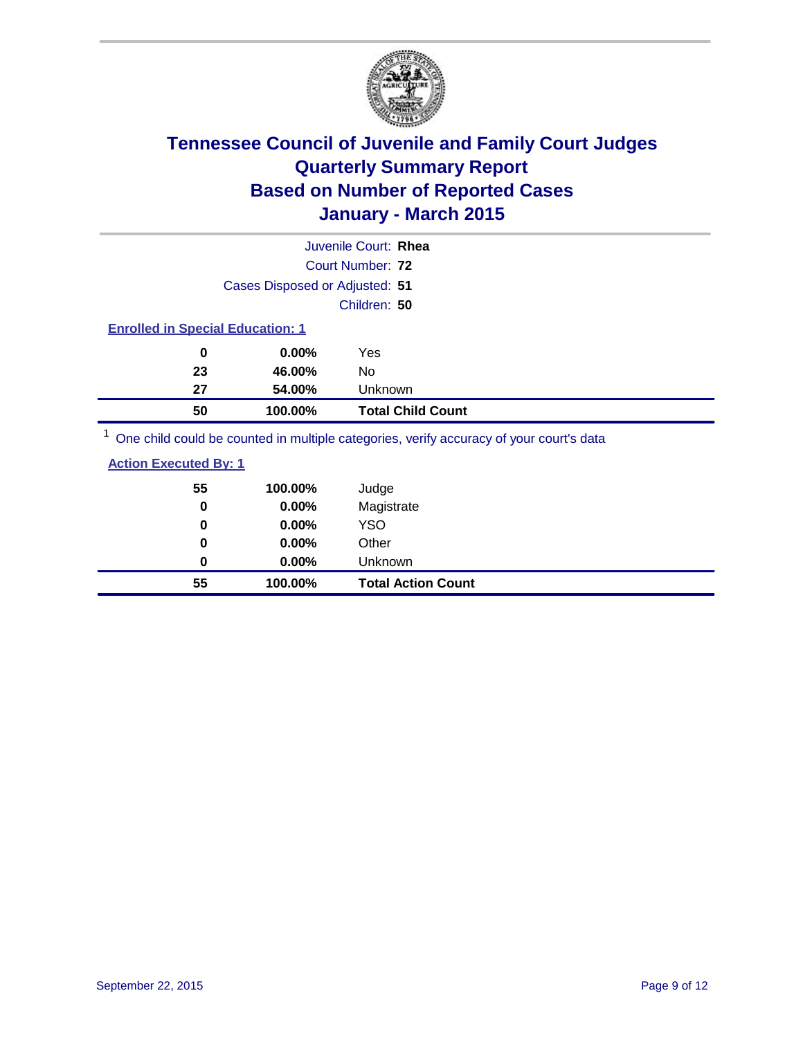# Tennessee Council of Juvenile and Family Court Judges
## Quarterly Summary Report
## Based on Number of Reported Cases
## January - March 2015

Juvenile Court: **Rhea**

Court Number: **72**

Cases Disposed or Adjusted: **51**

Children: **50**

### Enrolled in Special Education: 1

| | | |
|---|---|---|
| 0 | 0.00% | Yes |
| 23 | 46.00% | No |
| 27 | 54.00% | Unknown |
| **50** | **100.00%** | **Total Child Count** |

[1] One child could be counted in multiple categories, verify accuracy of your court's data

### Action Executed By: 1

| | | |
|---|---|---|
| 55 | 100.00% | Judge |
| 0 | 0.00% | Magistrate |
| 0 | 0.00% | YSO |
| 0 | 0.00% | Other |
| 0 | 0.00% | Unknown |
| **55** | **100.00%** | **Total Action Count** |

September 22, 2015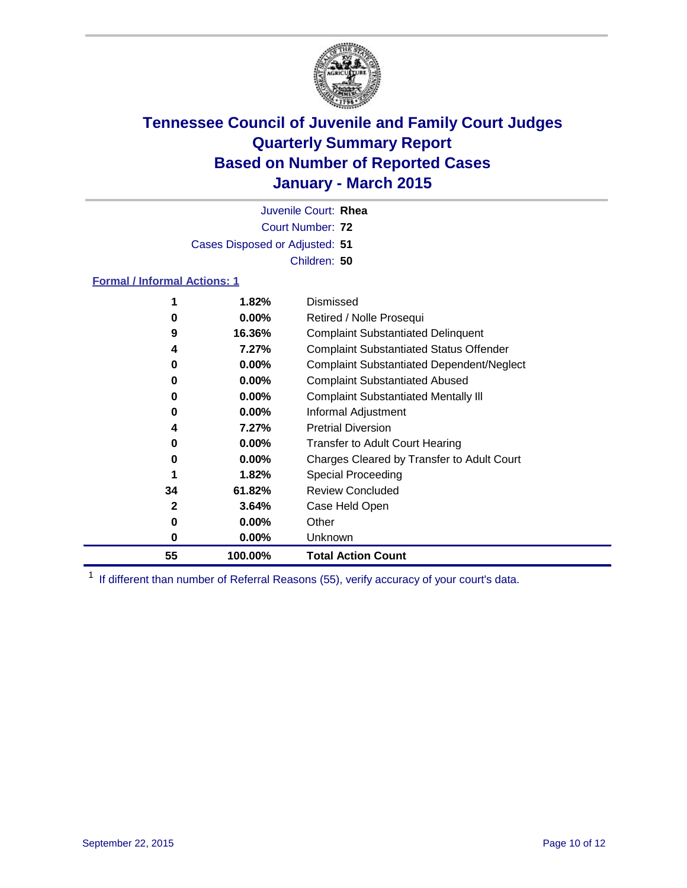# Tennessee Council of Juvenile and Family Court Judges
# Quarterly Summary Report
# Based on Number of Reported Cases
# January - March 2015

Juvenile Court: **Rhea**
Court Number: **72**
Cases Disposed or Adjusted: **51**
Children: **50**

**Formal / Informal Actions: 1**

| Count | Percent | Action |
|---|---|---|
| 1 | 1.82% | Dismissed |
| 0 | 0.00% | Retired / Nolle Prosequi |
| 9 | 16.36% | Complaint Substantiated Delinquent |
| 4 | 7.27% | Complaint Substantiated Status Offender |
| 0 | 0.00% | Complaint Substantiated Dependent/Neglect |
| 0 | 0.00% | Complaint Substantiated Abused |
| 0 | 0.00% | Complaint Substantiated Mentally Ill |
| 0 | 0.00% | Informal Adjustment |
| 4 | 7.27% | Pretrial Diversion |
| 0 | 0.00% | Transfer to Adult Court Hearing |
| 0 | 0.00% | Charges Cleared by Transfer to Adult Court |
| 1 | 1.82% | Special Proceeding |
| 34 | 61.82% | Review Concluded |
| 2 | 3.64% | Case Held Open |
| 0 | 0.00% | Other |
| 0 | 0.00% | Unknown |
| **55** | **100.00%** | **Total Action Count** |

[1] If different than number of Referral Reasons (55), verify accuracy of your court's data.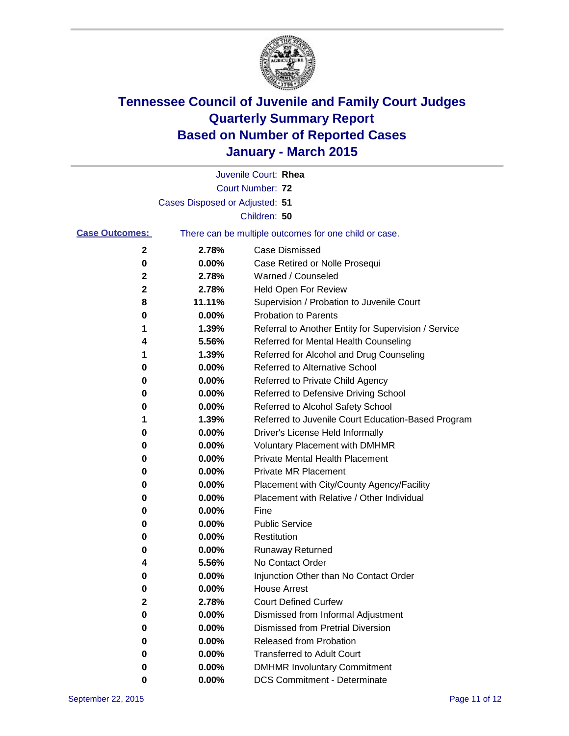# Tennessee Council of Juvenile and Family Court Judges
## Quarterly Summary Report
## Based on Number of Reported Cases
## January - March 2015

Juvenile Court: **Rhea**

Court Number: **72**

Cases Disposed or Adjusted: **51**

Children: **50**

**Case Outcomes:** There can be multiple outcomes for one child or case.

| Count | Percent | Outcome |
|---|---|---|
| **2** | **2.78%** | Case Dismissed |
| **0** | **0.00%** | Case Retired or Nolle Prosequi |
| **2** | **2.78%** | Warned / Counseled |
| **2** | **2.78%** | Held Open For Review |
| **8** | **11.11%** | Supervision / Probation to Juvenile Court |
| **0** | **0.00%** | Probation to Parents |
| **1** | **1.39%** | Referral to Another Entity for Supervision / Service |
| **4** | **5.56%** | Referred for Mental Health Counseling |
| **1** | **1.39%** | Referred for Alcohol and Drug Counseling |
| **0** | **0.00%** | Referred to Alternative School |
| **0** | **0.00%** | Referred to Private Child Agency |
| **0** | **0.00%** | Referred to Defensive Driving School |
| **0** | **0.00%** | Referred to Alcohol Safety School |
| **1** | **1.39%** | Referred to Juvenile Court Education-Based Program |
| **0** | **0.00%** | Driver's License Held Informally |
| **0** | **0.00%** | Voluntary Placement with DMHMR |
| **0** | **0.00%** | Private Mental Health Placement |
| **0** | **0.00%** | Private MR Placement |
| **0** | **0.00%** | Placement with City/County Agency/Facility |
| **0** | **0.00%** | Placement with Relative / Other Individual |
| **0** | **0.00%** | Fine |
| **0** | **0.00%** | Public Service |
| **0** | **0.00%** | Restitution |
| **0** | **0.00%** | Runaway Returned |
| **4** | **5.56%** | No Contact Order |
| **0** | **0.00%** | Injunction Other than No Contact Order |
| **0** | **0.00%** | House Arrest |
| **2** | **2.78%** | Court Defined Curfew |
| **0** | **0.00%** | Dismissed from Informal Adjustment |
| **0** | **0.00%** | Dismissed from Pretrial Diversion |
| **0** | **0.00%** | Released from Probation |
| **0** | **0.00%** | Transferred to Adult Court |
| **0** | **0.00%** | DMHMR Involuntary Commitment |
| **0** | **0.00%** | DCS Commitment - Determinate |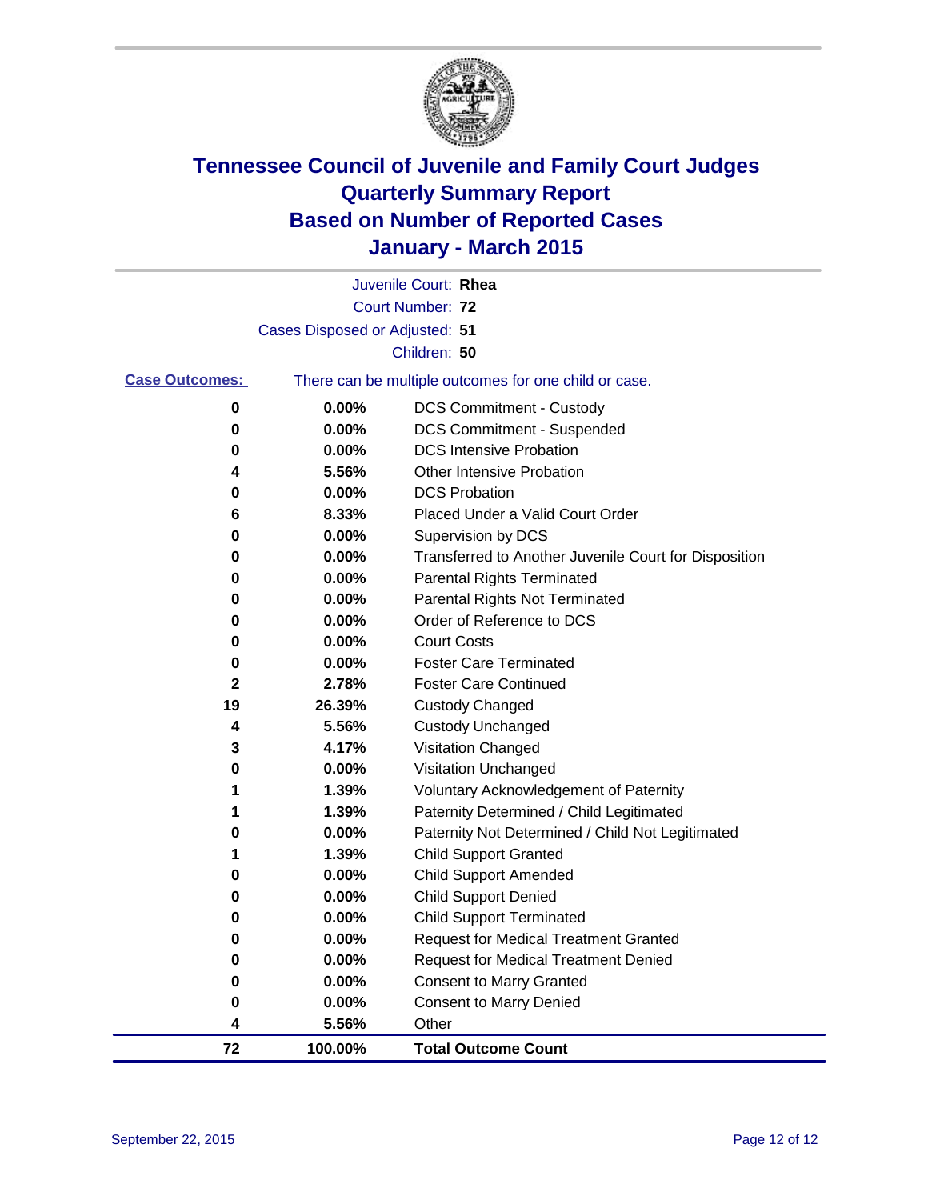# Tennessee Council of Juvenile and Family Court Judges
# Quarterly Summary Report
# Based on Number of Reported Cases
# January - March 2015

Juvenile Court: **Rhea**

Court Number: **72**

Cases Disposed or Adjusted: **51**

Children: **50**

**Case Outcomes:** There can be multiple outcomes for one child or case.

| | | |
|---|---|---|
| 0 | 0.00% | DCS Commitment - Custody |
| 0 | 0.00% | DCS Commitment - Suspended |
| 0 | 0.00% | DCS Intensive Probation |
| 4 | 5.56% | Other Intensive Probation |
| 0 | 0.00% | DCS Probation |
| 6 | 8.33% | Placed Under a Valid Court Order |
| 0 | 0.00% | Supervision by DCS |
| 0 | 0.00% | Transferred to Another Juvenile Court for Disposition |
| 0 | 0.00% | Parental Rights Terminated |
| 0 | 0.00% | Parental Rights Not Terminated |
| 0 | 0.00% | Order of Reference to DCS |
| 0 | 0.00% | Court Costs |
| 0 | 0.00% | Foster Care Terminated |
| 2 | 2.78% | Foster Care Continued |
| 19 | 26.39% | Custody Changed |
| 4 | 5.56% | Custody Unchanged |
| 3 | 4.17% | Visitation Changed |
| 0 | 0.00% | Visitation Unchanged |
| 1 | 1.39% | Voluntary Acknowledgement of Paternity |
| 1 | 1.39% | Paternity Determined / Child Legitimated |
| 0 | 0.00% | Paternity Not Determined / Child Not Legitimated |
| 1 | 1.39% | Child Support Granted |
| 0 | 0.00% | Child Support Amended |
| 0 | 0.00% | Child Support Denied |
| 0 | 0.00% | Child Support Terminated |
| 0 | 0.00% | Request for Medical Treatment Granted |
| 0 | 0.00% | Request for Medical Treatment Denied |
| 0 | 0.00% | Consent to Marry Granted |
| 0 | 0.00% | Consent to Marry Denied |
| 4 | 5.56% | Other |
| **72** | **100.00%** | **Total Outcome Count** |

September 22, 2015